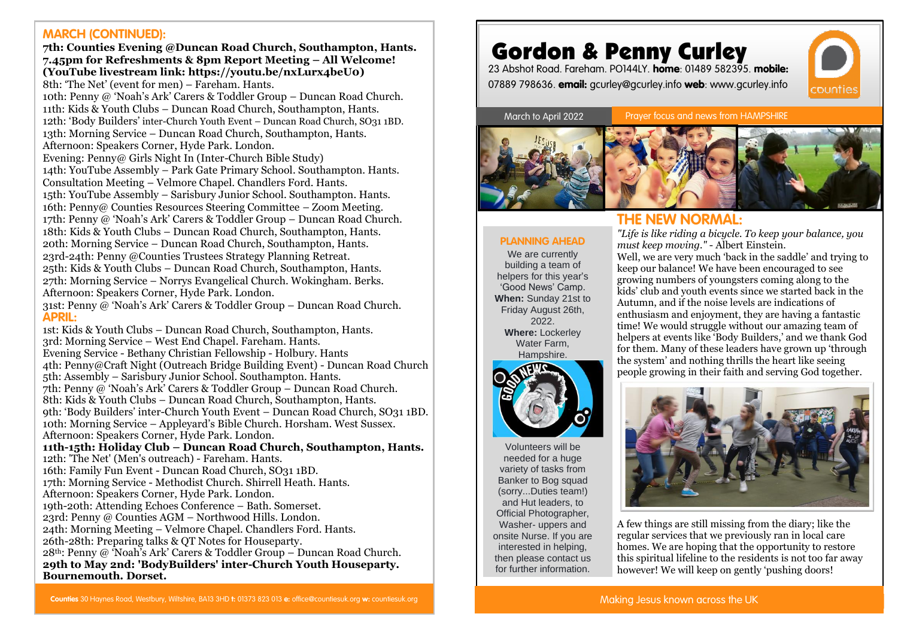## MARCH (CONTINUED):

**7th: Counties Evening @Duncan Road Church, Southampton, Hants. 7.45pm for Refreshments & 8pm Report Meeting – All Welcome! (YouTube livestream link: https://youtu.be/nxLurx4beU0)**
8th: 'The Net' (event for men) – Fareham. Hants.
10th: Penny @ 'Noah's Ark' Carers & Toddler Group – Duncan Road Church.
11th: Kids & Youth Clubs – Duncan Road Church, Southampton, Hants.
12th: 'Body Builders' inter-Church Youth Event – Duncan Road Church, SO31 1BD.
13th: Morning Service – Duncan Road Church, Southampton, Hants.
Afternoon: Speakers Corner, Hyde Park. London.
Evening: Penny@ Girls Night In (Inter-Church Bible Study)
14th: YouTube Assembly – Park Gate Primary School. Southampton. Hants.
Consultation Meeting – Velmore Chapel. Chandlers Ford. Hants.
15th: YouTube Assembly – Sarisbury Junior School. Southampton. Hants.
16th: Penny@ Counties Resources Steering Committee – Zoom Meeting.
17th: Penny @ 'Noah's Ark' Carers & Toddler Group – Duncan Road Church.
18th: Kids & Youth Clubs – Duncan Road Church, Southampton, Hants.
20th: Morning Service – Duncan Road Church, Southampton, Hants.
23rd-24th: Penny @Counties Trustees Strategy Planning Retreat.
25th: Kids & Youth Clubs – Duncan Road Church, Southampton, Hants.
27th: Morning Service – Norrys Evangelical Church. Wokingham. Berks.
Afternoon: Speakers Corner, Hyde Park. London.
31st: Penny @ 'Noah's Ark' Carers & Toddler Group – Duncan Road Church.

## APRIL:

1st: Kids & Youth Clubs – Duncan Road Church, Southampton, Hants.
3rd: Morning Service – West End Chapel. Fareham. Hants.
Evening Service - Bethany Christian Fellowship - Holbury. Hants
4th: Penny@Craft Night (Outreach Bridge Building Event) - Duncan Road Church
5th: Assembly – Sarisbury Junior School. Southampton. Hants.
7th: Penny @ 'Noah's Ark' Carers & Toddler Group – Duncan Road Church.
8th: Kids & Youth Clubs – Duncan Road Church, Southampton, Hants.
9th: 'Body Builders' inter-Church Youth Event – Duncan Road Church, SO31 1BD.
10th: Morning Service – Appleyard's Bible Church. Horsham. West Sussex.
Afternoon: Speakers Corner, Hyde Park. London.
**11th-15th: Holiday Club – Duncan Road Church, Southampton, Hants.**
12th: 'The Net' (Men's outreach) - Fareham. Hants.
16th: Family Fun Event - Duncan Road Church, SO31 1BD.
17th: Morning Service - Methodist Church. Shirrell Heath. Hants.
Afternoon: Speakers Corner, Hyde Park. London.
19th-20th: Attending Echoes Conference – Bath. Somerset.
23rd: Penny @ Counties AGM – Northwood Hills. London.
24th: Morning Meeting – Velmore Chapel. Chandlers Ford. Hants.
26th-28th: Preparing talks & QT Notes for Houseparty.
28th: Penny @ 'Noah's Ark' Carers & Toddler Group – Duncan Road Church.
**29th to May 2nd: 'BodyBuilders' inter-Church Youth Houseparty. Bournemouth. Dorset.**

**Counties** 30 Haynes Road, Westbury, Wiltshire, BA13 3HD **t:** 01373 823 013 **e:** office@countiesuk.org **w:** countiesuk.org

# Gordon & Penny Curley

23 Abshot Road. Fareham. PO144LY. **home**: 01489 582395. **mobile:** 07889 798636. **email:** gcurley@gcurley.info **web**: www.gcurley.info

March to April 2022 — Prayer focus and news from HAMPSHIRE

## THE NEW NORMAL:

*"Life is like riding a bicycle. To keep your balance, you must keep moving."* - Albert Einstein.

Well, we are very much 'back in the saddle' and trying to keep our balance! We have been encouraged to see growing numbers of youngsters coming along to the kids' club and youth events since we started back in the Autumn, and if the noise levels are indications of enthusiasm and enjoyment, they are having a fantastic time! We would struggle without our amazing team of helpers at events like 'Body Builders,' and we thank God for them. Many of these leaders have grown up 'through the system' and nothing thrills the heart like seeing people growing in their faith and serving God together.

A few things are still missing from the diary; like the regular services that we previously ran in local care homes. We are hoping that the opportunity to restore this spiritual lifeline to the residents is not too far away however! We will keep on gently 'pushing doors!

### PLANNING AHEAD

We are currently building a team of helpers for this year's 'Good News' Camp.
**When:** Sunday 21st to Friday August 26th, 2022.
**Where:** Lockerley Water Farm, Hampshire.

Volunteers will be needed for a huge variety of tasks from Banker to Bog squad (sorry...Duties team!) and Hut leaders, to Official Photographer, Washer- uppers and onsite Nurse. If you are interested in helping, then please contact us for further information.

Making Jesus known across the UK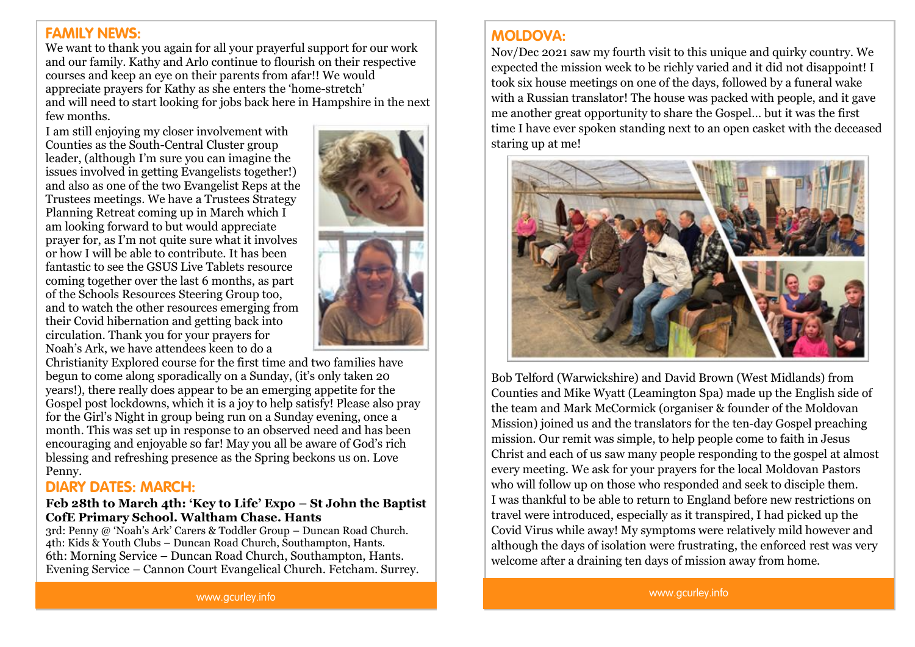## FAMILY NEWS:

We want to thank you again for all your prayerful support for our work and our family. Kathy and Arlo continue to flourish on their respective courses and keep an eye on their parents from afar!! We would appreciate prayers for Kathy as she enters the 'home-stretch' and will need to start looking for jobs back here in Hampshire in the next few months.

I am still enjoying my closer involvement with Counties as the South-Central Cluster group leader, (although I'm sure you can imagine the issues involved in getting Evangelists together!) and also as one of the two Evangelist Reps at the Trustees meetings. We have a Trustees Strategy Planning Retreat coming up in March which I am looking forward to but would appreciate prayer for, as I'm not quite sure what it involves or how I will be able to contribute. It has been fantastic to see the GSUS Live Tablets resource coming together over the last 6 months, as part of the Schools Resources Steering Group too, and to watch the other resources emerging from their Covid hibernation and getting back into circulation. Thank you for your prayers for Noah's Ark, we have attendees keen to do a Christianity Explored course for the first time and two families have begun to come along sporadically on a Sunday, (it's only taken 20 years!), there really does appear to be an emerging appetite for the Gospel post lockdowns, which it is a joy to help satisfy! Please also pray for the Girl's Night in group being run on a Sunday evening, once a month. This was set up in response to an observed need and has been encouraging and enjoyable so far! May you all be aware of God's rich blessing and refreshing presence as the Spring beckons us on. Love Penny.

## DIARY DATES: MARCH:

**Feb 28th to March 4th: 'Key to Life' Expo – St John the Baptist CofE Primary School. Waltham Chase. Hants**

3rd: Penny @ 'Noah's Ark' Carers & Toddler Group – Duncan Road Church.
4th: Kids & Youth Clubs – Duncan Road Church, Southampton, Hants.
6th: Morning Service – Duncan Road Church, Southampton, Hants.
Evening Service – Cannon Court Evangelical Church. Fetcham. Surrey.

## MOLDOVA:

Nov/Dec 2021 saw my fourth visit to this unique and quirky country. We expected the mission week to be richly varied and it did not disappoint! I took six house meetings on one of the days, followed by a funeral wake with a Russian translator! The house was packed with people, and it gave me another great opportunity to share the Gospel… but it was the first time I have ever spoken standing next to an open casket with the deceased staring up at me!

Bob Telford (Warwickshire) and David Brown (West Midlands) from Counties and Mike Wyatt (Leamington Spa) made up the English side of the team and Mark McCormick (organiser & founder of the Moldovan Mission) joined us and the translators for the ten-day Gospel preaching mission. Our remit was simple, to help people come to faith in Jesus Christ and each of us saw many people responding to the gospel at almost every meeting. We ask for your prayers for the local Moldovan Pastors who will follow up on those who responded and seek to disciple them. I was thankful to be able to return to England before new restrictions on travel were introduced, especially as it transpired, I had picked up the Covid Virus while away! My symptoms were relatively mild however and although the days of isolation were frustrating, the enforced rest was very welcome after a draining ten days of mission away from home.